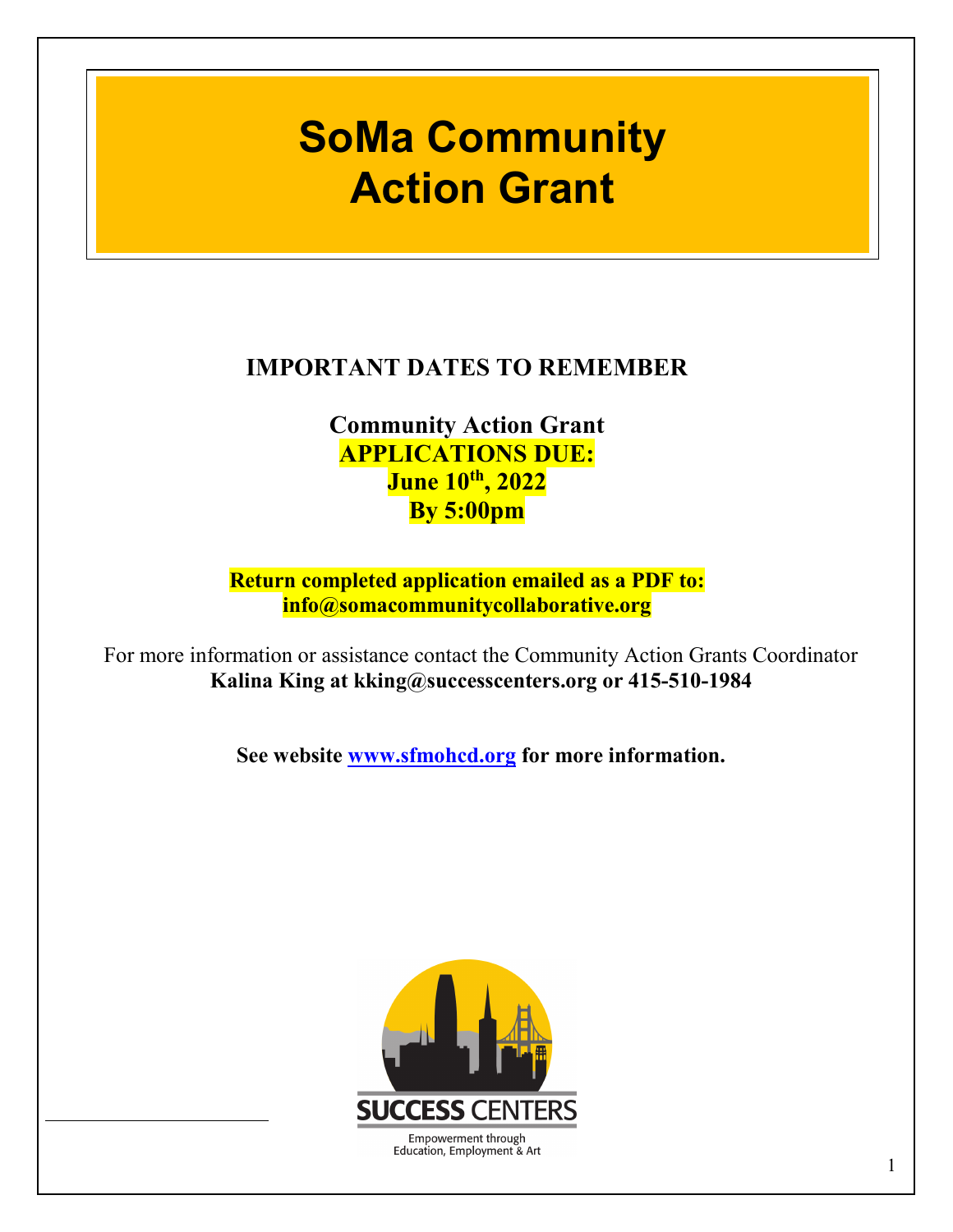# SoMa Community Action Grant

## IMPORTANT DATES TO REMEMBER

**Community Action Grant**
**APPLICATIONS DUE:**
**June 10th, 2022**
**By 5:00pm**

**Return completed application emailed as a PDF to:**
**info@somacommunitycollaborative.org**

For more information or assistance contact the Community Action Grants Coordinator
**Kalina King at kking@successcenters.org or 415-510-1984**

**See website [www.sfmohcd.org](http://www.sfmohcd.org) for more information.**

SUCCESS CENTERS
Empowerment through Education, Employment & Art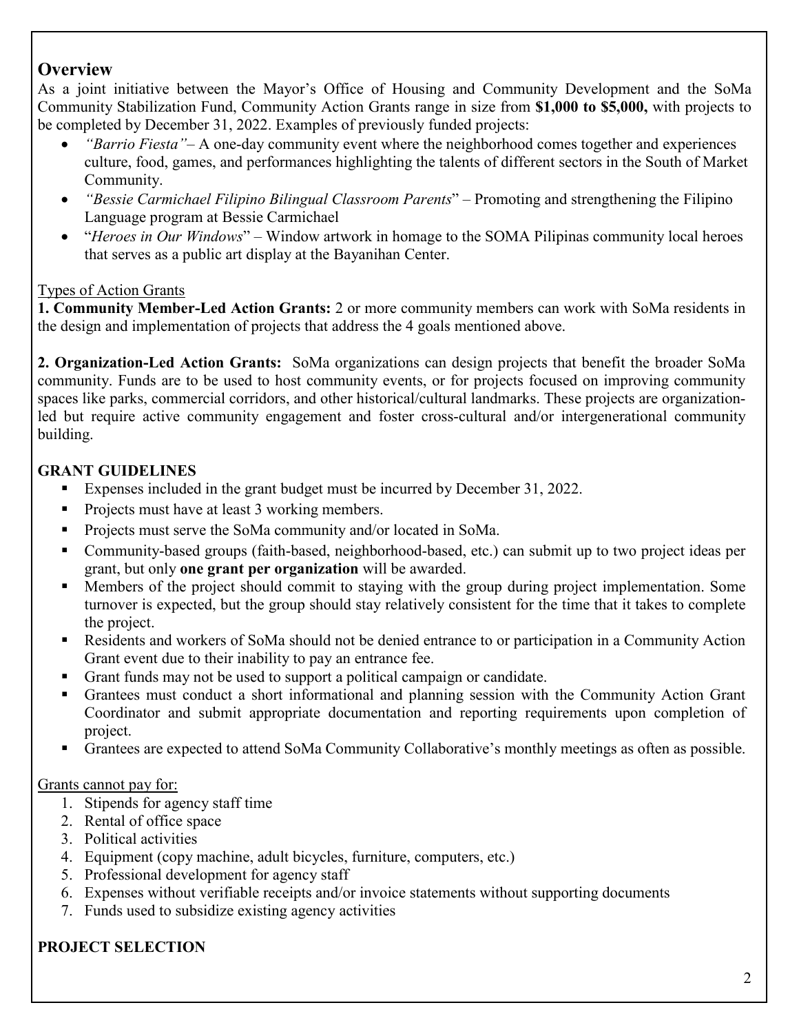## Overview

As a joint initiative between the Mayor's Office of Housing and Community Development and the SoMa Community Stabilization Fund, Community Action Grants range in size from **$1,000 to $5,000,** with projects to be completed by December 31, 2022. Examples of previously funded projects:

- *"Barrio Fiesta"*– A one-day community event where the neighborhood comes together and experiences culture, food, games, and performances highlighting the talents of different sectors in the South of Market Community.
- *"Bessie Carmichael Filipino Bilingual Classroom Parents*" – Promoting and strengthening the Filipino Language program at Bessie Carmichael
- "*Heroes in Our Windows*" – Window artwork in homage to the SOMA Pilipinas community local heroes that serves as a public art display at the Bayanihan Center.

Types of Action Grants

**1. Community Member-Led Action Grants:** 2 or more community members can work with SoMa residents in the design and implementation of projects that address the 4 goals mentioned above.

**2. Organization-Led Action Grants:** SoMa organizations can design projects that benefit the broader SoMa community. Funds are to be used to host community events, or for projects focused on improving community spaces like parks, commercial corridors, and other historical/cultural landmarks. These projects are organization-led but require active community engagement and foster cross-cultural and/or intergenerational community building.

### GRANT GUIDELINES

- Expenses included in the grant budget must be incurred by December 31, 2022.
- Projects must have at least 3 working members.
- Projects must serve the SoMa community and/or located in SoMa.
- Community-based groups (faith-based, neighborhood-based, etc.) can submit up to two project ideas per grant, but only **one grant per organization** will be awarded.
- Members of the project should commit to staying with the group during project implementation. Some turnover is expected, but the group should stay relatively consistent for the time that it takes to complete the project.
- Residents and workers of SoMa should not be denied entrance to or participation in a Community Action Grant event due to their inability to pay an entrance fee.
- Grant funds may not be used to support a political campaign or candidate.
- Grantees must conduct a short informational and planning session with the Community Action Grant Coordinator and submit appropriate documentation and reporting requirements upon completion of project.
- Grantees are expected to attend SoMa Community Collaborative's monthly meetings as often as possible.

Grants cannot pay for:

1. Stipends for agency staff time
2. Rental of office space
3. Political activities
4. Equipment (copy machine, adult bicycles, furniture, computers, etc.)
5. Professional development for agency staff
6. Expenses without verifiable receipts and/or invoice statements without supporting documents
7. Funds used to subsidize existing agency activities

### PROJECT SELECTION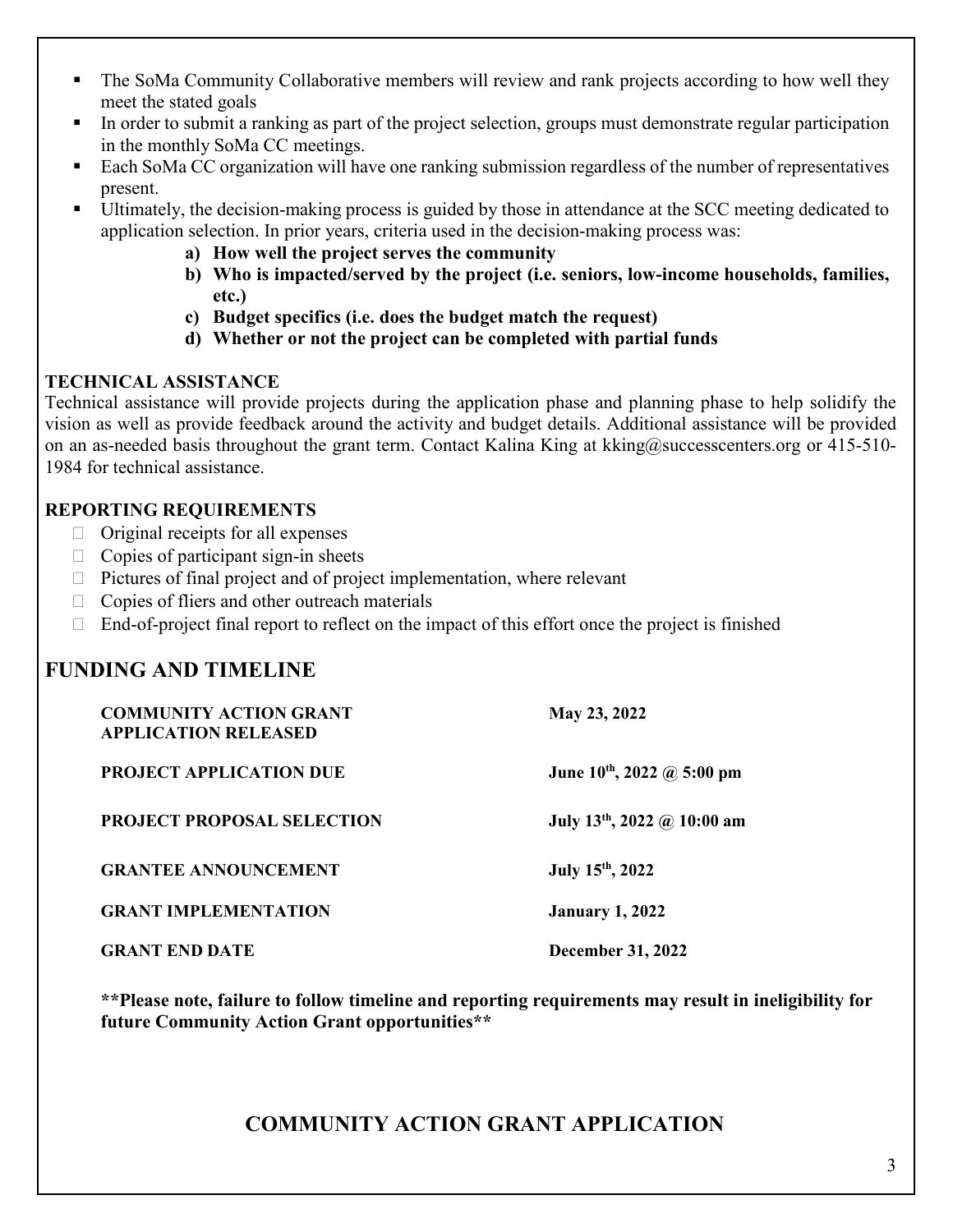- The SoMa Community Collaborative members will review and rank projects according to how well they meet the stated goals
- In order to submit a ranking as part of the project selection, groups must demonstrate regular participation in the monthly SoMa CC meetings.
- Each SoMa CC organization will have one ranking submission regardless of the number of representatives present.
- Ultimately, the decision-making process is guided by those in attendance at the SCC meeting dedicated to application selection. In prior years, criteria used in the decision-making process was:
  - **a) How well the project serves the community**
  - **b) Who is impacted/served by the project (i.e. seniors, low-income households, families, etc.)**
  - **c) Budget specifics (i.e. does the budget match the request)**
  - **d) Whether or not the project can be completed with partial funds**

**TECHNICAL ASSISTANCE**

Technical assistance will provide projects during the application phase and planning phase to help solidify the vision as well as provide feedback around the activity and budget details. Additional assistance will be provided on an as-needed basis throughout the grant term. Contact Kalina King at kking@successcenters.org or 415-510-1984 for technical assistance.

**REPORTING REQUIREMENTS**

- Original receipts for all expenses
- Copies of participant sign-in sheets
- Pictures of final project and of project implementation, where relevant
- Copies of fliers and other outreach materials
- End-of-project final report to reflect on the impact of this effort once the project is finished

## FUNDING AND TIMELINE

| | |
|---|---|
| **COMMUNITY ACTION GRANT APPLICATION RELEASED** | **May 23, 2022** |
| **PROJECT APPLICATION DUE** | **June 10th, 2022 @ 5:00 pm** |
| **PROJECT PROPOSAL SELECTION** | **July 13th, 2022 @ 10:00 am** |
| **GRANTEE ANNOUNCEMENT** | **July 15th, 2022** |
| **GRANT IMPLEMENTATION** | **January 1, 2022** |
| **GRANT END DATE** | **December 31, 2022** |

**\*\*Please note, failure to follow timeline and reporting requirements may result in ineligibility for future Community Action Grant opportunities\*\***

## COMMUNITY ACTION GRANT APPLICATION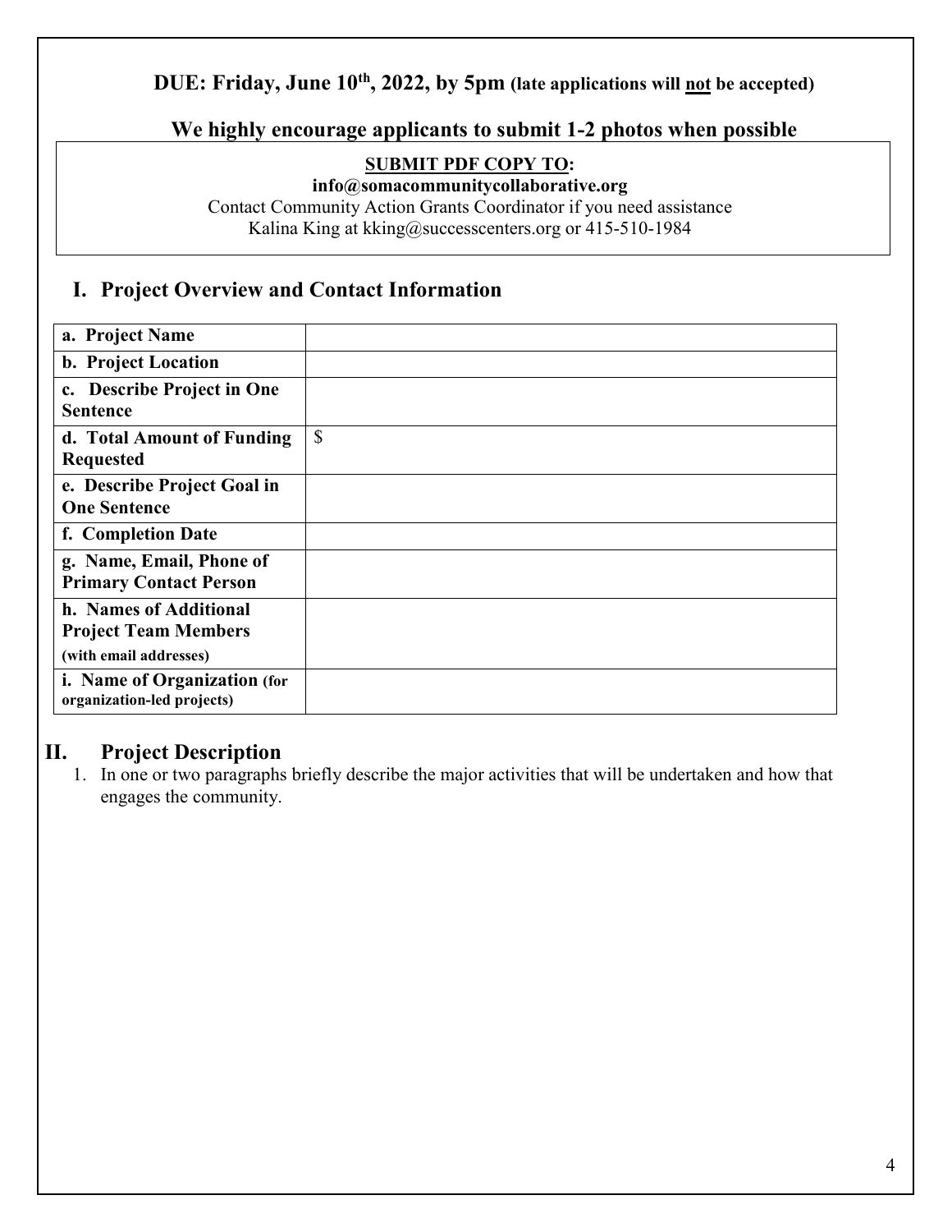**DUE: Friday, June 10th, 2022, by 5pm (late applications will not be accepted)**

**We highly encourage applicants to submit 1-2 photos when possible**

**SUBMIT PDF COPY TO:**
**info@somacommunitycollaborative.org**
Contact Community Action Grants Coordinator if you need assistance
Kalina King at kking@successcenters.org or 415-510-1984

## I. Project Overview and Contact Information

| | |
|---|---|
| **a. Project Name** | |
| **b. Project Location** | |
| **c. Describe Project in One Sentence** | |
| **d. Total Amount of Funding Requested** | $ |
| **e. Describe Project Goal in One Sentence** | |
| **f. Completion Date** | |
| **g. Name, Email, Phone of Primary Contact Person** | |
| **h. Names of Additional Project Team Members (with email addresses)** | |
| **i. Name of Organization (for organization-led projects)** | |

## II. Project Description

1. In one or two paragraphs briefly describe the major activities that will be undertaken and how that engages the community.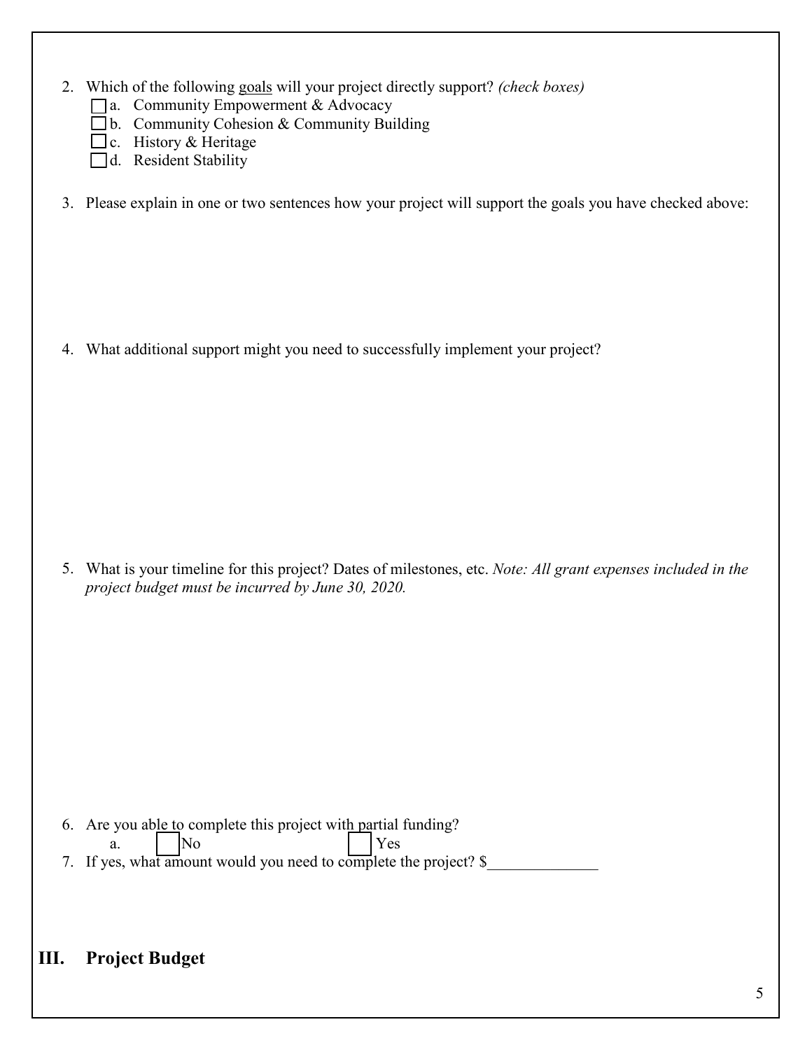2. Which of the following <u>goals</u> will your project directly support? *(check boxes)*
   - ☐ a. Community Empowerment & Advocacy
   - ☐ b. Community Cohesion & Community Building
   - ☐ c. History & Heritage
   - ☐ d. Resident Stability

3. Please explain in one or two sentences how your project will support the goals you have checked above:

4. What additional support might you need to successfully implement your project?

5. What is your timeline for this project? Dates of milestones, etc. *Note: All grant expenses included in the project budget must be incurred by June 30, 2020.*

6. Are you able to complete this project with partial funding?
   a. ☐ No ☐ Yes

7. If yes, what amount would you need to complete the project? $______________

## III. Project Budget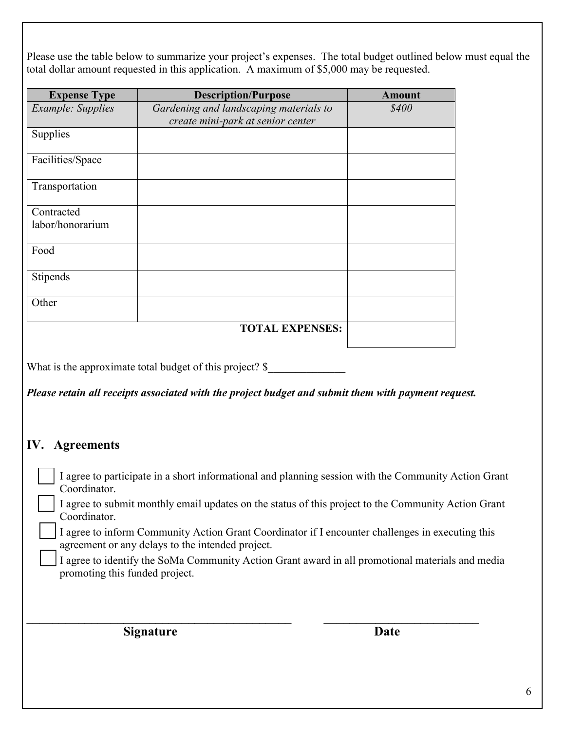Please use the table below to summarize your project's expenses. The total budget outlined below must equal the total dollar amount requested in this application. A maximum of $5,000 may be requested.

| Expense Type | Description/Purpose | Amount |
|---|---|---|
| *Example: Supplies* | *Gardening and landscaping materials to create mini-park at senior center* | *$400* |
| Supplies | | |
| Facilities/Space | | |
| Transportation | | |
| Contracted labor/honorarium | | |
| Food | | |
| Stipends | | |
| Other | | |
| | **TOTAL EXPENSES:** | |

What is the approximate total budget of this project? $______________

***Please retain all receipts associated with the project budget and submit them with payment request.***

## IV. Agreements

- [ ] I agree to participate in a short informational and planning session with the Community Action Grant Coordinator.
- [ ] I agree to submit monthly email updates on the status of this project to the Community Action Grant Coordinator.
- [ ] I agree to inform Community Action Grant Coordinator if I encounter challenges in executing this agreement or any delays to the intended project.
- [ ] I agree to identify the SoMa Community Action Grant award in all promotional materials and media promoting this funded project.

_______________________________________________ &nbsp;&nbsp;&nbsp;&nbsp; ____________________________

**Signature** &nbsp;&nbsp;&nbsp;&nbsp; **Date**